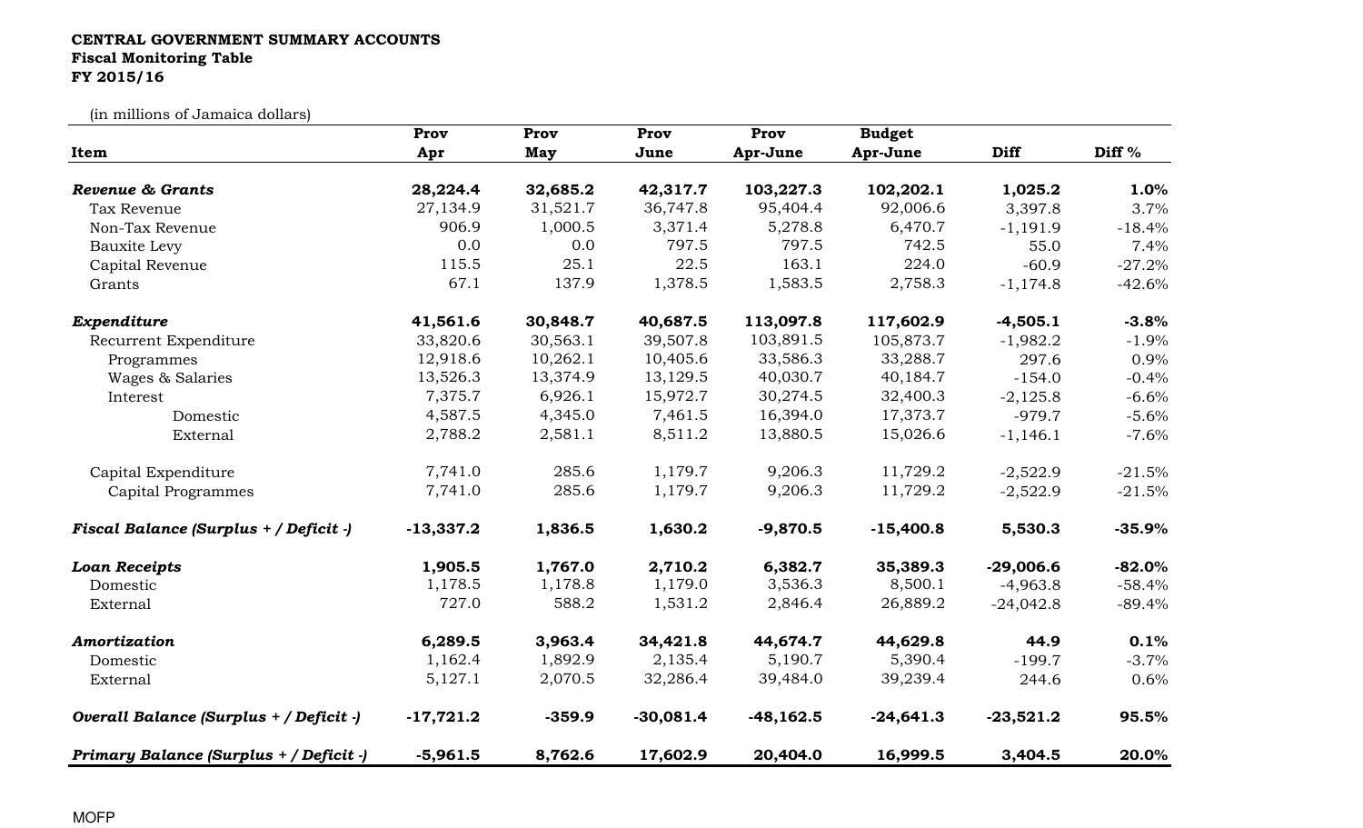**CENTRAL GOVERNMENT SUMMARY ACCOUNTS**
**Fiscal Monitoring Table**
**FY 2015/16**

(in millions of Jamaica dollars)

| Item | Prov Apr | Prov May | Prov June | Prov Apr-June | Budget Apr-June | Diff | Diff % |
|---|---|---|---|---|---|---|---|
| ***Revenue & Grants*** | **28,224.4** | **32,685.2** | **42,317.7** | **103,227.3** | **102,202.1** | **1,025.2** | **1.0%** |
| Tax Revenue | 27,134.9 | 31,521.7 | 36,747.8 | 95,404.4 | 92,006.6 | 3,397.8 | 3.7% |
| Non-Tax Revenue | 906.9 | 1,000.5 | 3,371.4 | 5,278.8 | 6,470.7 | -1,191.9 | -18.4% |
| Bauxite Levy | 0.0 | 0.0 | 797.5 | 797.5 | 742.5 | 55.0 | 7.4% |
| Capital Revenue | 115.5 | 25.1 | 22.5 | 163.1 | 224.0 | -60.9 | -27.2% |
| Grants | 67.1 | 137.9 | 1,378.5 | 1,583.5 | 2,758.3 | -1,174.8 | -42.6% |
| ***Expenditure*** | **41,561.6** | **30,848.7** | **40,687.5** | **113,097.8** | **117,602.9** | **-4,505.1** | **-3.8%** |
| Recurrent Expenditure | 33,820.6 | 30,563.1 | 39,507.8 | 103,891.5 | 105,873.7 | -1,982.2 | -1.9% |
| Programmes | 12,918.6 | 10,262.1 | 10,405.6 | 33,586.3 | 33,288.7 | 297.6 | 0.9% |
| Wages & Salaries | 13,526.3 | 13,374.9 | 13,129.5 | 40,030.7 | 40,184.7 | -154.0 | -0.4% |
| Interest | 7,375.7 | 6,926.1 | 15,972.7 | 30,274.5 | 32,400.3 | -2,125.8 | -6.6% |
| Domestic | 4,587.5 | 4,345.0 | 7,461.5 | 16,394.0 | 17,373.7 | -979.7 | -5.6% |
| External | 2,788.2 | 2,581.1 | 8,511.2 | 13,880.5 | 15,026.6 | -1,146.1 | -7.6% |
| Capital Expenditure | 7,741.0 | 285.6 | 1,179.7 | 9,206.3 | 11,729.2 | -2,522.9 | -21.5% |
| Capital Programmes | 7,741.0 | 285.6 | 1,179.7 | 9,206.3 | 11,729.2 | -2,522.9 | -21.5% |
| ***Fiscal Balance (Surplus + / Deficit -)*** | **-13,337.2** | **1,836.5** | **1,630.2** | **-9,870.5** | **-15,400.8** | **5,530.3** | **-35.9%** |
| ***Loan Receipts*** | **1,905.5** | **1,767.0** | **2,710.2** | **6,382.7** | **35,389.3** | **-29,006.6** | **-82.0%** |
| Domestic | 1,178.5 | 1,178.8 | 1,179.0 | 3,536.3 | 8,500.1 | -4,963.8 | -58.4% |
| External | 727.0 | 588.2 | 1,531.2 | 2,846.4 | 26,889.2 | -24,042.8 | -89.4% |
| ***Amortization*** | **6,289.5** | **3,963.4** | **34,421.8** | **44,674.7** | **44,629.8** | **44.9** | **0.1%** |
| Domestic | 1,162.4 | 1,892.9 | 2,135.4 | 5,190.7 | 5,390.4 | -199.7 | -3.7% |
| External | 5,127.1 | 2,070.5 | 32,286.4 | 39,484.0 | 39,239.4 | 244.6 | 0.6% |
| ***Overall Balance (Surplus + / Deficit -)*** | **-17,721.2** | **-359.9** | **-30,081.4** | **-48,162.5** | **-24,641.3** | **-23,521.2** | **95.5%** |
| ***Primary Balance (Surplus + / Deficit -)*** | **-5,961.5** | **8,762.6** | **17,602.9** | **20,404.0** | **16,999.5** | **3,404.5** | **20.0%** |

MOFP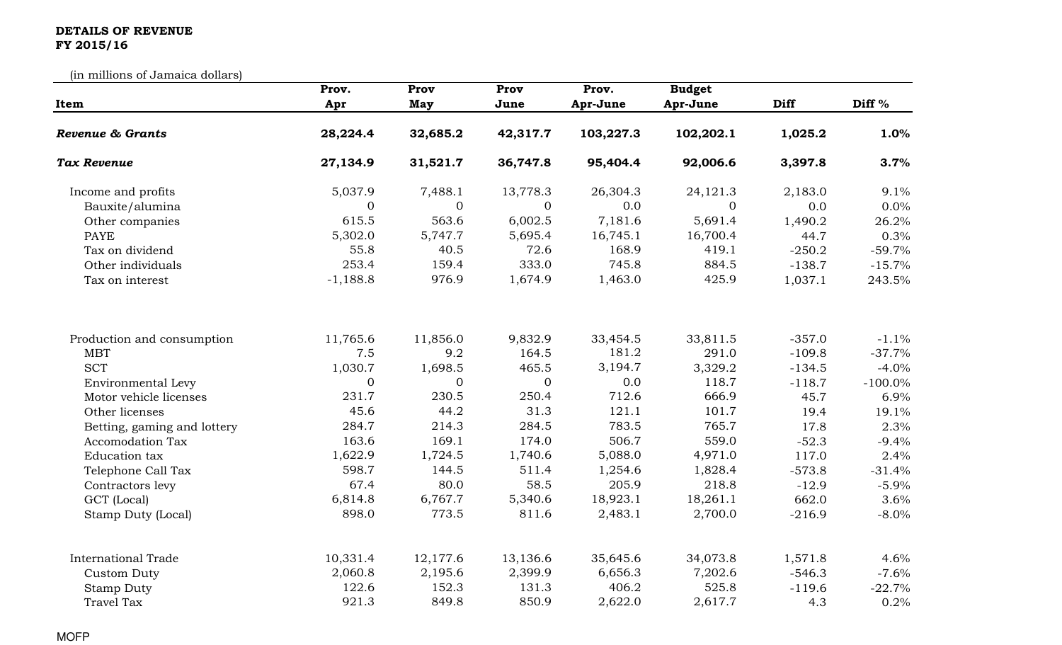**DETAILS OF REVENUE**
**FY 2015/16**

(in millions of Jamaica dollars)

| Item | Prov. Apr | Prov May | Prov June | Prov. Apr-June | Budget Apr-June | Diff | Diff % |
|---|---|---|---|---|---|---|---|
| ***Revenue & Grants*** | **28,224.4** | **32,685.2** | **42,317.7** | **103,227.3** | **102,202.1** | **1,025.2** | **1.0%** |
| ***Tax Revenue*** | **27,134.9** | **31,521.7** | **36,747.8** | **95,404.4** | **92,006.6** | **3,397.8** | **3.7%** |
| Income and profits | 5,037.9 | 7,488.1 | 13,778.3 | 26,304.3 | 24,121.3 | 2,183.0 | 9.1% |
| Bauxite/alumina | 0 | 0 | 0 | 0.0 | 0 | 0.0 | 0.0% |
| Other companies | 615.5 | 563.6 | 6,002.5 | 7,181.6 | 5,691.4 | 1,490.2 | 26.2% |
| PAYE | 5,302.0 | 5,747.7 | 5,695.4 | 16,745.1 | 16,700.4 | 44.7 | 0.3% |
| Tax on dividend | 55.8 | 40.5 | 72.6 | 168.9 | 419.1 | -250.2 | -59.7% |
| Other individuals | 253.4 | 159.4 | 333.0 | 745.8 | 884.5 | -138.7 | -15.7% |
| Tax on interest | -1,188.8 | 976.9 | 1,674.9 | 1,463.0 | 425.9 | 1,037.1 | 243.5% |
| Production and consumption | 11,765.6 | 11,856.0 | 9,832.9 | 33,454.5 | 33,811.5 | -357.0 | -1.1% |
| MBT | 7.5 | 9.2 | 164.5 | 181.2 | 291.0 | -109.8 | -37.7% |
| SCT | 1,030.7 | 1,698.5 | 465.5 | 3,194.7 | 3,329.2 | -134.5 | -4.0% |
| Environmental Levy | 0 | 0 | 0 | 0.0 | 118.7 | -118.7 | -100.0% |
| Motor vehicle licenses | 231.7 | 230.5 | 250.4 | 712.6 | 666.9 | 45.7 | 6.9% |
| Other licenses | 45.6 | 44.2 | 31.3 | 121.1 | 101.7 | 19.4 | 19.1% |
| Betting, gaming and lottery | 284.7 | 214.3 | 284.5 | 783.5 | 765.7 | 17.8 | 2.3% |
| Accomodation Tax | 163.6 | 169.1 | 174.0 | 506.7 | 559.0 | -52.3 | -9.4% |
| Education tax | 1,622.9 | 1,724.5 | 1,740.6 | 5,088.0 | 4,971.0 | 117.0 | 2.4% |
| Telephone Call Tax | 598.7 | 144.5 | 511.4 | 1,254.6 | 1,828.4 | -573.8 | -31.4% |
| Contractors levy | 67.4 | 80.0 | 58.5 | 205.9 | 218.8 | -12.9 | -5.9% |
| GCT (Local) | 6,814.8 | 6,767.7 | 5,340.6 | 18,923.1 | 18,261.1 | 662.0 | 3.6% |
| Stamp Duty (Local) | 898.0 | 773.5 | 811.6 | 2,483.1 | 2,700.0 | -216.9 | -8.0% |
| International Trade | 10,331.4 | 12,177.6 | 13,136.6 | 35,645.6 | 34,073.8 | 1,571.8 | 4.6% |
| Custom Duty | 2,060.8 | 2,195.6 | 2,399.9 | 6,656.3 | 7,202.6 | -546.3 | -7.6% |
| Stamp Duty | 122.6 | 152.3 | 131.3 | 406.2 | 525.8 | -119.6 | -22.7% |
| Travel Tax | 921.3 | 849.8 | 850.9 | 2,622.0 | 2,617.7 | 4.3 | 0.2% |

MOFP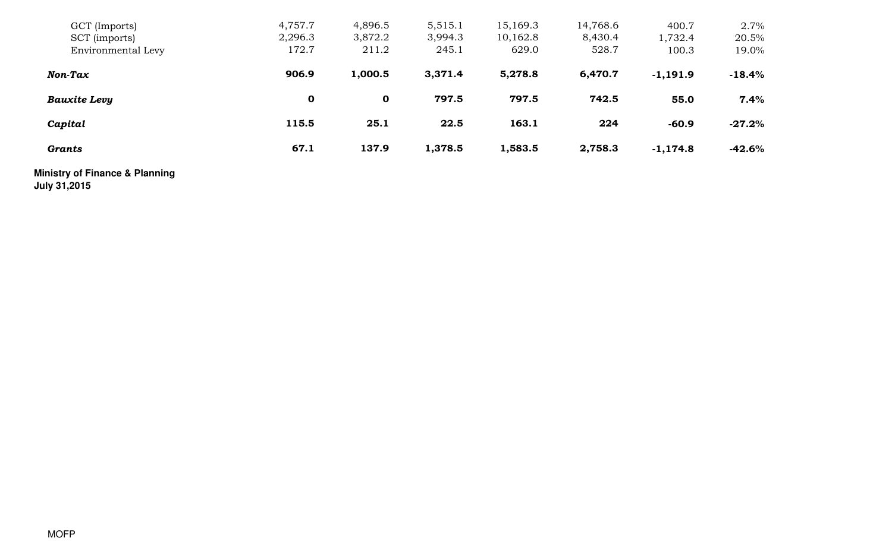| | | | | | | | |
|---|---|---|---|---|---|---|---|
| GCT (Imports) | 4,757.7 | 4,896.5 | 5,515.1 | 15,169.3 | 14,768.6 | 400.7 | 2.7% |
| SCT (imports) | 2,296.3 | 3,872.2 | 3,994.3 | 10,162.8 | 8,430.4 | 1,732.4 | 20.5% |
| Environmental Levy | 172.7 | 211.2 | 245.1 | 629.0 | 528.7 | 100.3 | 19.0% |
| ***Non-Tax*** | **906.9** | **1,000.5** | **3,371.4** | **5,278.8** | **6,470.7** | **-1,191.9** | **-18.4%** |
| ***Bauxite Levy*** | **0** | **0** | **797.5** | **797.5** | **742.5** | **55.0** | **7.4%** |
| ***Capital*** | **115.5** | **25.1** | **22.5** | **163.1** | **224** | **-60.9** | **-27.2%** |
| ***Grants*** | **67.1** | **137.9** | **1,378.5** | **1,583.5** | **2,758.3** | **-1,174.8** | **-42.6%** |

**Ministry of Finance & Planning**
**July 31,2015**